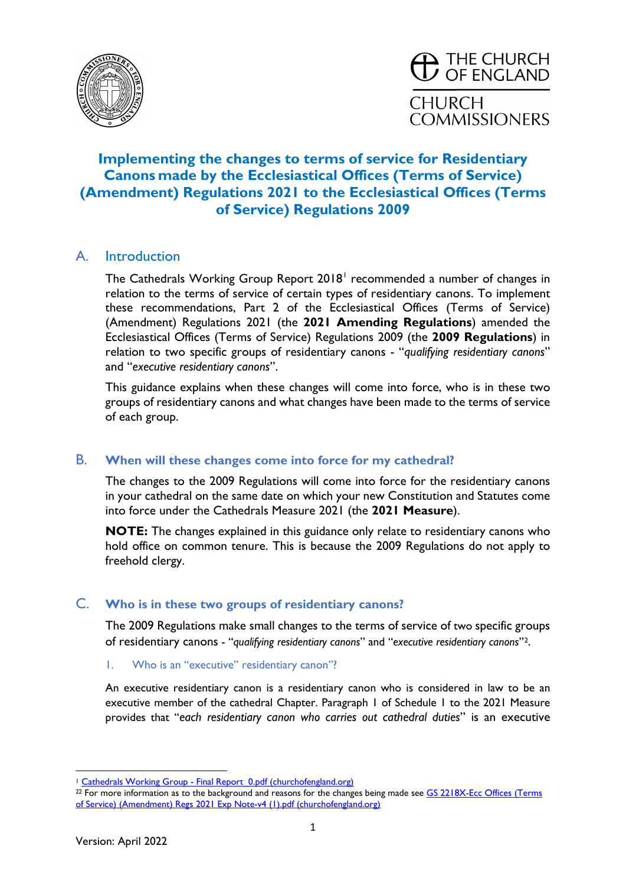# Implementing the changes to terms of service for Residentiary Canons made by the Ecclesiastical Offices (Terms of Service) (Amendment) Regulations 2021 to the Ecclesiastical Offices (Terms of Service) Regulations 2009

## A. Introduction

The Cathedrals Working Group Report 2018[1] recommended a number of changes in relation to the terms of service of certain types of residentiary canons. To implement these recommendations, Part 2 of the Ecclesiastical Offices (Terms of Service) (Amendment) Regulations 2021 (the **2021 Amending Regulations**) amended the Ecclesiastical Offices (Terms of Service) Regulations 2009 (the **2009 Regulations**) in relation to two specific groups of residentiary canons - "*qualifying residentiary canons*" and "*executive residentiary canons*".

This guidance explains when these changes will come into force, who is in these two groups of residentiary canons and what changes have been made to the terms of service of each group.

## B. When will these changes come into force for my cathedral?

The changes to the 2009 Regulations will come into force for the residentiary canons in your cathedral on the same date on which your new Constitution and Statutes come into force under the Cathedrals Measure 2021 (the **2021 Measure**).

**NOTE:** The changes explained in this guidance only relate to residentiary canons who hold office on common tenure. This is because the 2009 Regulations do not apply to freehold clergy.

## C. Who is in these two groups of residentiary canons?

The 2009 Regulations make small changes to the terms of service of two specific groups of residentiary canons - "*qualifying residentiary canons*" and "*executive residentiary canons*"[2].

### 1. Who is an "executive" residentiary canon"?

An executive residentiary canon is a residentiary canon who is considered in law to be an executive member of the cathedral Chapter. Paragraph 1 of Schedule 1 to the 2021 Measure provides that "*each residentiary canon who carries out cathedral duties*" is an executive

---

[1] Cathedrals Working Group - Final Report_0.pdf (churchofengland.org)

[2] For more information as to the background and reasons for the changes being made see GS 2218X-Ecc Offices (Terms of Service) (Amendment) Regs 2021 Exp Note-v4 (1).pdf (churchofengland.org)

Version: April 2022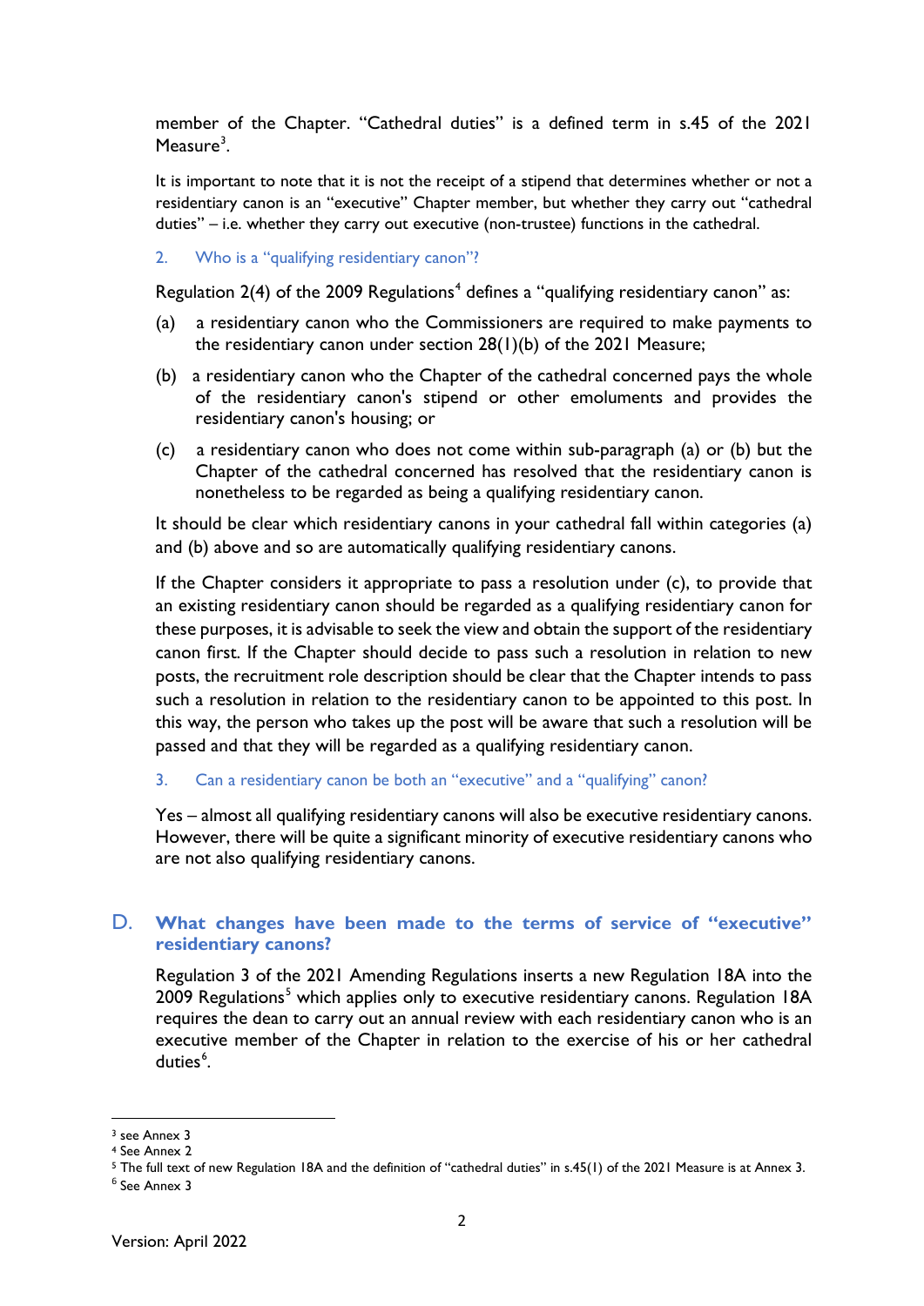member of the Chapter. "Cathedral duties" is a defined term in s.45 of the 2021 Measure[3].

It is important to note that it is not the receipt of a stipend that determines whether or not a residentiary canon is an "executive" Chapter member, but whether they carry out "cathedral duties" – i.e. whether they carry out executive (non-trustee) functions in the cathedral.

### 2. Who is a "qualifying residentiary canon"?

Regulation 2(4) of the 2009 Regulations[4] defines a "qualifying residentiary canon" as:

(a) a residentiary canon who the Commissioners are required to make payments to the residentiary canon under section 28(1)(b) of the 2021 Measure;

(b) a residentiary canon who the Chapter of the cathedral concerned pays the whole of the residentiary canon's stipend or other emoluments and provides the residentiary canon's housing; or

(c) a residentiary canon who does not come within sub-paragraph (a) or (b) but the Chapter of the cathedral concerned has resolved that the residentiary canon is nonetheless to be regarded as being a qualifying residentiary canon.

It should be clear which residentiary canons in your cathedral fall within categories (a) and (b) above and so are automatically qualifying residentiary canons.

If the Chapter considers it appropriate to pass a resolution under (c), to provide that an existing residentiary canon should be regarded as a qualifying residentiary canon for these purposes, it is advisable to seek the view and obtain the support of the residentiary canon first. If the Chapter should decide to pass such a resolution in relation to new posts, the recruitment role description should be clear that the Chapter intends to pass such a resolution in relation to the residentiary canon to be appointed to this post. In this way, the person who takes up the post will be aware that such a resolution will be passed and that they will be regarded as a qualifying residentiary canon.

### 3. Can a residentiary canon be both an "executive" and a "qualifying" canon?

Yes – almost all qualifying residentiary canons will also be executive residentiary canons. However, there will be quite a significant minority of executive residentiary canons who are not also qualifying residentiary canons.

## D. What changes have been made to the terms of service of "executive" residentiary canons?

Regulation 3 of the 2021 Amending Regulations inserts a new Regulation 18A into the 2009 Regulations[5] which applies only to executive residentiary canons. Regulation 18A requires the dean to carry out an annual review with each residentiary canon who is an executive member of the Chapter in relation to the exercise of his or her cathedral duties[6].

---

[3] see Annex 3
[4] See Annex 2
[5] The full text of new Regulation 18A and the definition of "cathedral duties" in s.45(1) of the 2021 Measure is at Annex 3.
[6] See Annex 3

Version: April 2022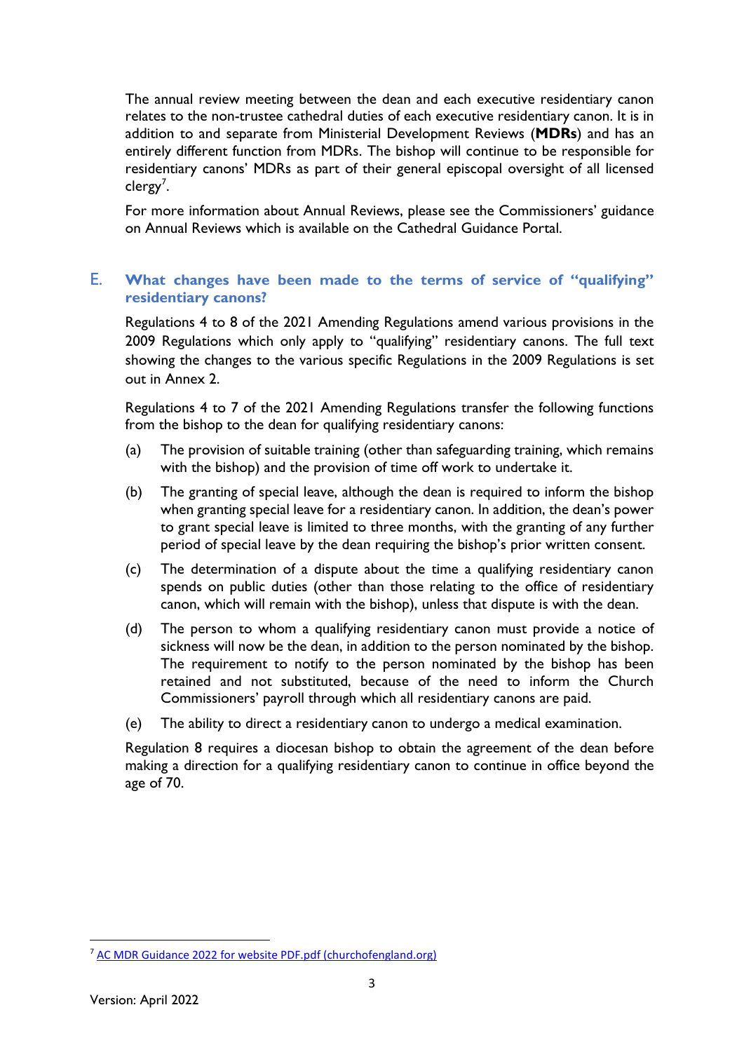The annual review meeting between the dean and each executive residentiary canon relates to the non-trustee cathedral duties of each executive residentiary canon. It is in addition to and separate from Ministerial Development Reviews (**MDRs**) and has an entirely different function from MDRs. The bishop will continue to be responsible for residentiary canons' MDRs as part of their general episcopal oversight of all licensed clergy[7].

For more information about Annual Reviews, please see the Commissioners' guidance on Annual Reviews which is available on the Cathedral Guidance Portal.

## E. What changes have been made to the terms of service of "qualifying" residentiary canons?

Regulations 4 to 8 of the 2021 Amending Regulations amend various provisions in the 2009 Regulations which only apply to "qualifying" residentiary canons. The full text showing the changes to the various specific Regulations in the 2009 Regulations is set out in Annex 2.

Regulations 4 to 7 of the 2021 Amending Regulations transfer the following functions from the bishop to the dean for qualifying residentiary canons:

(a) The provision of suitable training (other than safeguarding training, which remains with the bishop) and the provision of time off work to undertake it.

(b) The granting of special leave, although the dean is required to inform the bishop when granting special leave for a residentiary canon. In addition, the dean's power to grant special leave is limited to three months, with the granting of any further period of special leave by the dean requiring the bishop's prior written consent.

(c) The determination of a dispute about the time a qualifying residentiary canon spends on public duties (other than those relating to the office of residentiary canon, which will remain with the bishop), unless that dispute is with the dean.

(d) The person to whom a qualifying residentiary canon must provide a notice of sickness will now be the dean, in addition to the person nominated by the bishop. The requirement to notify to the person nominated by the bishop has been retained and not substituted, because of the need to inform the Church Commissioners' payroll through which all residentiary canons are paid.

(e) The ability to direct a residentiary canon to undergo a medical examination.

Regulation 8 requires a diocesan bishop to obtain the agreement of the dean before making a direction for a qualifying residentiary canon to continue in office beyond the age of 70.

---

[7] AC MDR Guidance 2022 for website PDF.pdf (churchofengland.org)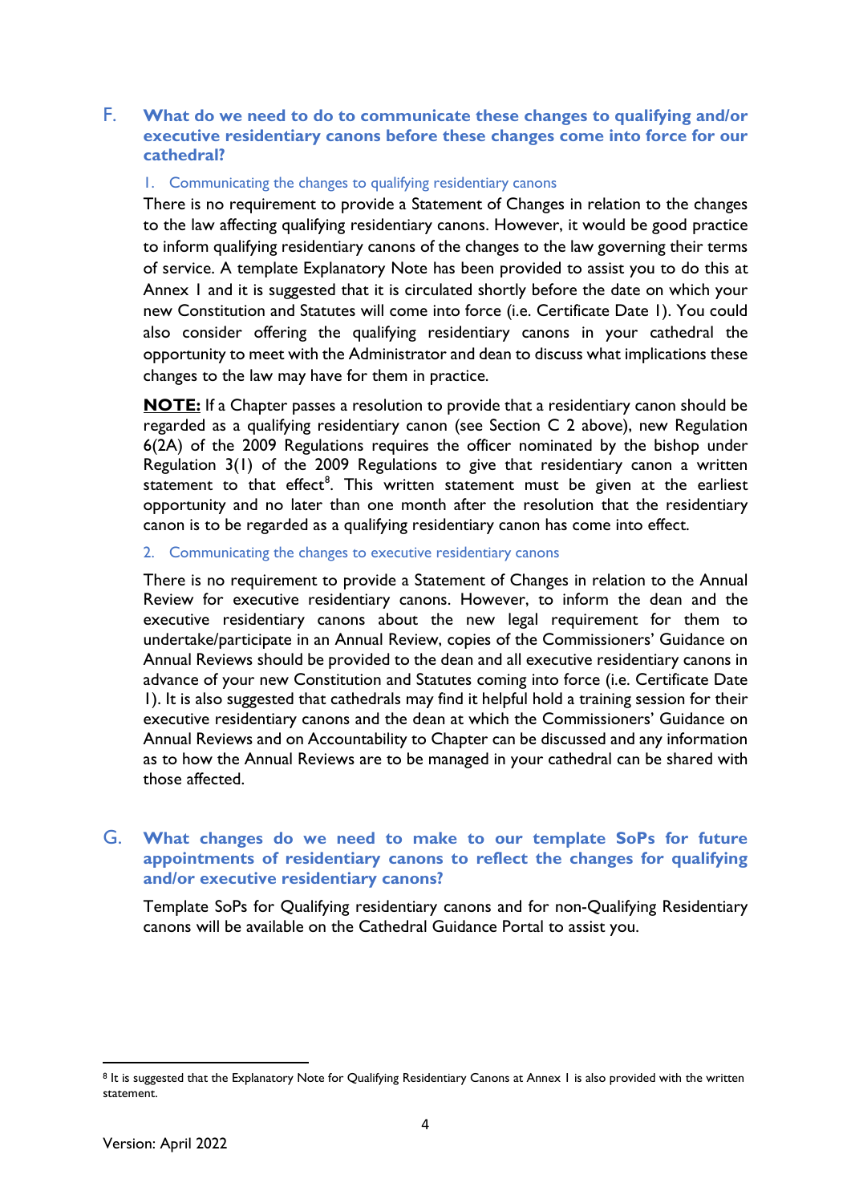## F. What do we need to do to communicate these changes to qualifying and/or executive residentiary canons before these changes come into force for our cathedral?

### 1. Communicating the changes to qualifying residentiary canons

There is no requirement to provide a Statement of Changes in relation to the changes to the law affecting qualifying residentiary canons. However, it would be good practice to inform qualifying residentiary canons of the changes to the law governing their terms of service. A template Explanatory Note has been provided to assist you to do this at Annex 1 and it is suggested that it is circulated shortly before the date on which your new Constitution and Statutes will come into force (i.e. Certificate Date 1). You could also consider offering the qualifying residentiary canons in your cathedral the opportunity to meet with the Administrator and dean to discuss what implications these changes to the law may have for them in practice.

**NOTE:** If a Chapter passes a resolution to provide that a residentiary canon should be regarded as a qualifying residentiary canon (see Section C 2 above), new Regulation 6(2A) of the 2009 Regulations requires the officer nominated by the bishop under Regulation 3(1) of the 2009 Regulations to give that residentiary canon a written statement to that effect[8]. This written statement must be given at the earliest opportunity and no later than one month after the resolution that the residentiary canon is to be regarded as a qualifying residentiary canon has come into effect.

### 2. Communicating the changes to executive residentiary canons

There is no requirement to provide a Statement of Changes in relation to the Annual Review for executive residentiary canons. However, to inform the dean and the executive residentiary canons about the new legal requirement for them to undertake/participate in an Annual Review, copies of the Commissioners' Guidance on Annual Reviews should be provided to the dean and all executive residentiary canons in advance of your new Constitution and Statutes coming into force (i.e. Certificate Date 1). It is also suggested that cathedrals may find it helpful hold a training session for their executive residentiary canons and the dean at which the Commissioners' Guidance on Annual Reviews and on Accountability to Chapter can be discussed and any information as to how the Annual Reviews are to be managed in your cathedral can be shared with those affected.

## G. What changes do we need to make to our template SoPs for future appointments of residentiary canons to reflect the changes for qualifying and/or executive residentiary canons?

Template SoPs for Qualifying residentiary canons and for non-Qualifying Residentiary canons will be available on the Cathedral Guidance Portal to assist you.

---

[8] It is suggested that the Explanatory Note for Qualifying Residentiary Canons at Annex 1 is also provided with the written statement.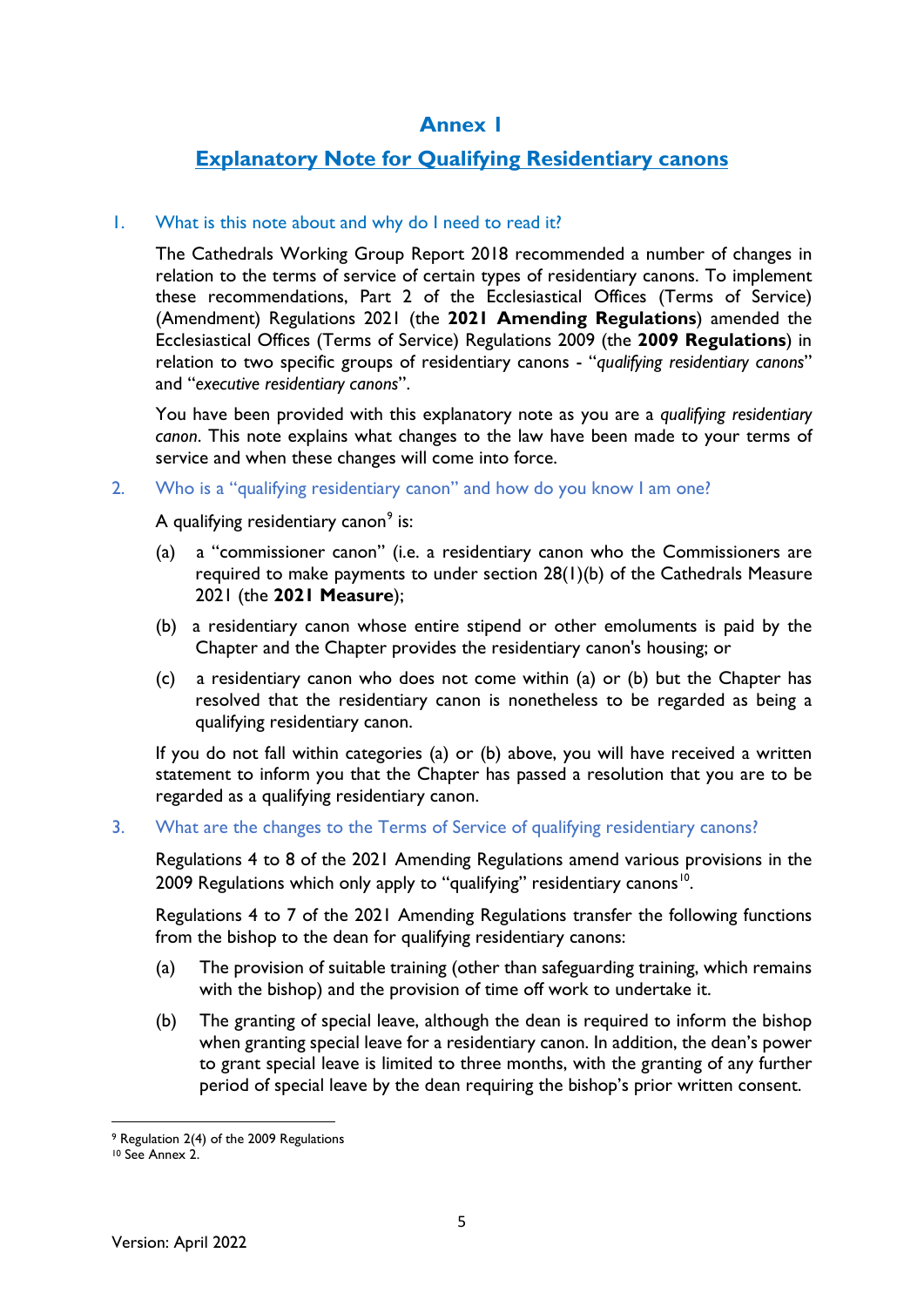# Annex 1

## Explanatory Note for Qualifying Residentiary canons

### 1. What is this note about and why do I need to read it?

The Cathedrals Working Group Report 2018 recommended a number of changes in relation to the terms of service of certain types of residentiary canons. To implement these recommendations, Part 2 of the Ecclesiastical Offices (Terms of Service) (Amendment) Regulations 2021 (the **2021 Amending Regulations**) amended the Ecclesiastical Offices (Terms of Service) Regulations 2009 (the **2009 Regulations**) in relation to two specific groups of residentiary canons - "*qualifying residentiary canons*" and "*executive residentiary canons*".

You have been provided with this explanatory note as you are a *qualifying residentiary canon*. This note explains what changes to the law have been made to your terms of service and when these changes will come into force.

### 2. Who is a "qualifying residentiary canon" and how do you know I am one?

A qualifying residentiary canon[9] is:

(a) a "commissioner canon" (i.e. a residentiary canon who the Commissioners are required to make payments to under section 28(1)(b) of the Cathedrals Measure 2021 (the **2021 Measure**);

(b) a residentiary canon whose entire stipend or other emoluments is paid by the Chapter and the Chapter provides the residentiary canon's housing; or

(c) a residentiary canon who does not come within (a) or (b) but the Chapter has resolved that the residentiary canon is nonetheless to be regarded as being a qualifying residentiary canon.

If you do not fall within categories (a) or (b) above, you will have received a written statement to inform you that the Chapter has passed a resolution that you are to be regarded as a qualifying residentiary canon.

### 3. What are the changes to the Terms of Service of qualifying residentiary canons?

Regulations 4 to 8 of the 2021 Amending Regulations amend various provisions in the 2009 Regulations which only apply to "qualifying" residentiary canons[10].

Regulations 4 to 7 of the 2021 Amending Regulations transfer the following functions from the bishop to the dean for qualifying residentiary canons:

(a) The provision of suitable training (other than safeguarding training, which remains with the bishop) and the provision of time off work to undertake it.

(b) The granting of special leave, although the dean is required to inform the bishop when granting special leave for a residentiary canon. In addition, the dean's power to grant special leave is limited to three months, with the granting of any further period of special leave by the dean requiring the bishop's prior written consent.

---

[9] Regulation 2(4) of the 2009 Regulations

[10] See Annex 2.

Version: April 2022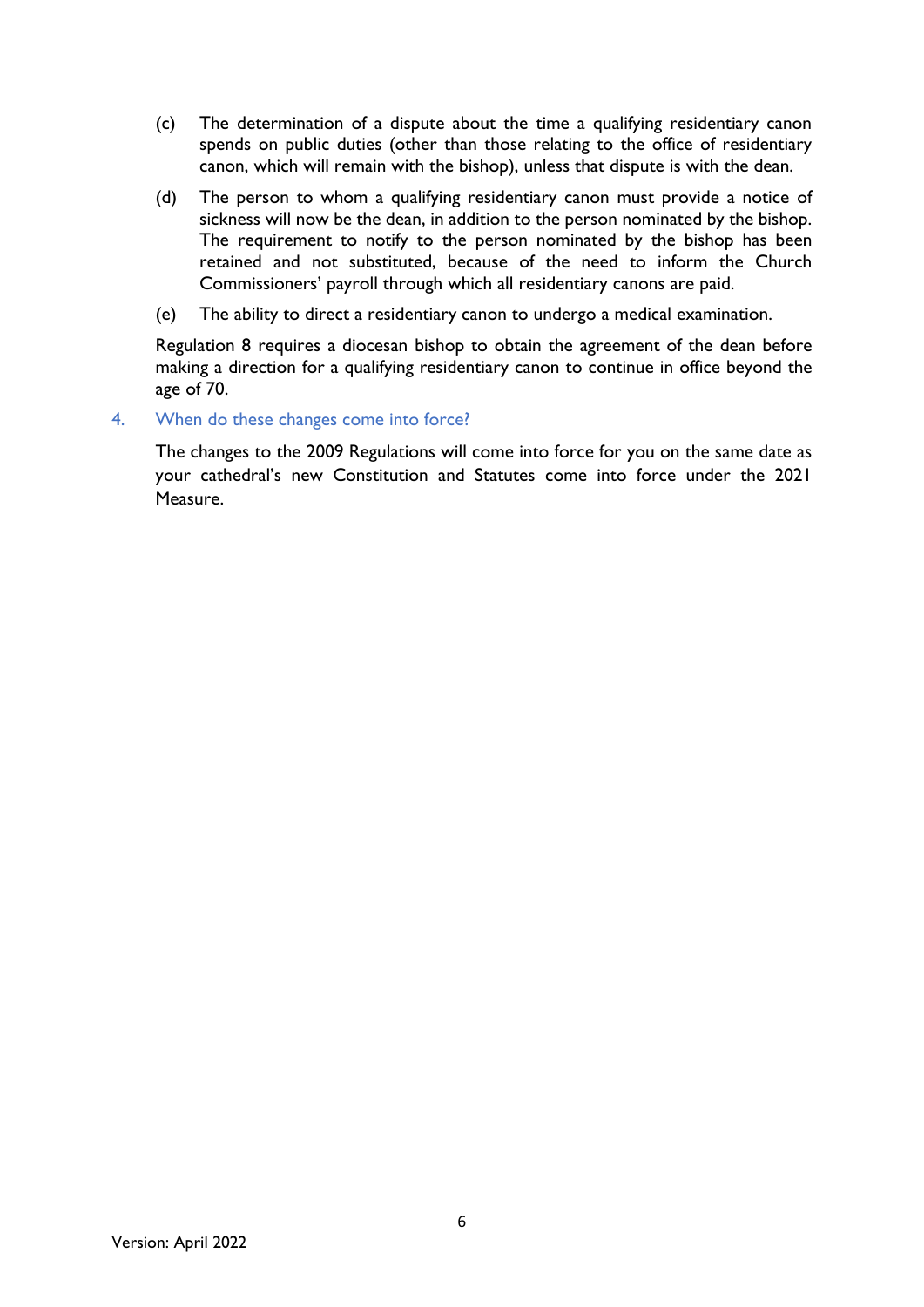(c) The determination of a dispute about the time a qualifying residentiary canon spends on public duties (other than those relating to the office of residentiary canon, which will remain with the bishop), unless that dispute is with the dean.

(d) The person to whom a qualifying residentiary canon must provide a notice of sickness will now be the dean, in addition to the person nominated by the bishop. The requirement to notify to the person nominated by the bishop has been retained and not substituted, because of the need to inform the Church Commissioners' payroll through which all residentiary canons are paid.

(e) The ability to direct a residentiary canon to undergo a medical examination.

Regulation 8 requires a diocesan bishop to obtain the agreement of the dean before making a direction for a qualifying residentiary canon to continue in office beyond the age of 70.

## 4. When do these changes come into force?

The changes to the 2009 Regulations will come into force for you on the same date as your cathedral's new Constitution and Statutes come into force under the 2021 Measure.

Version: April 2022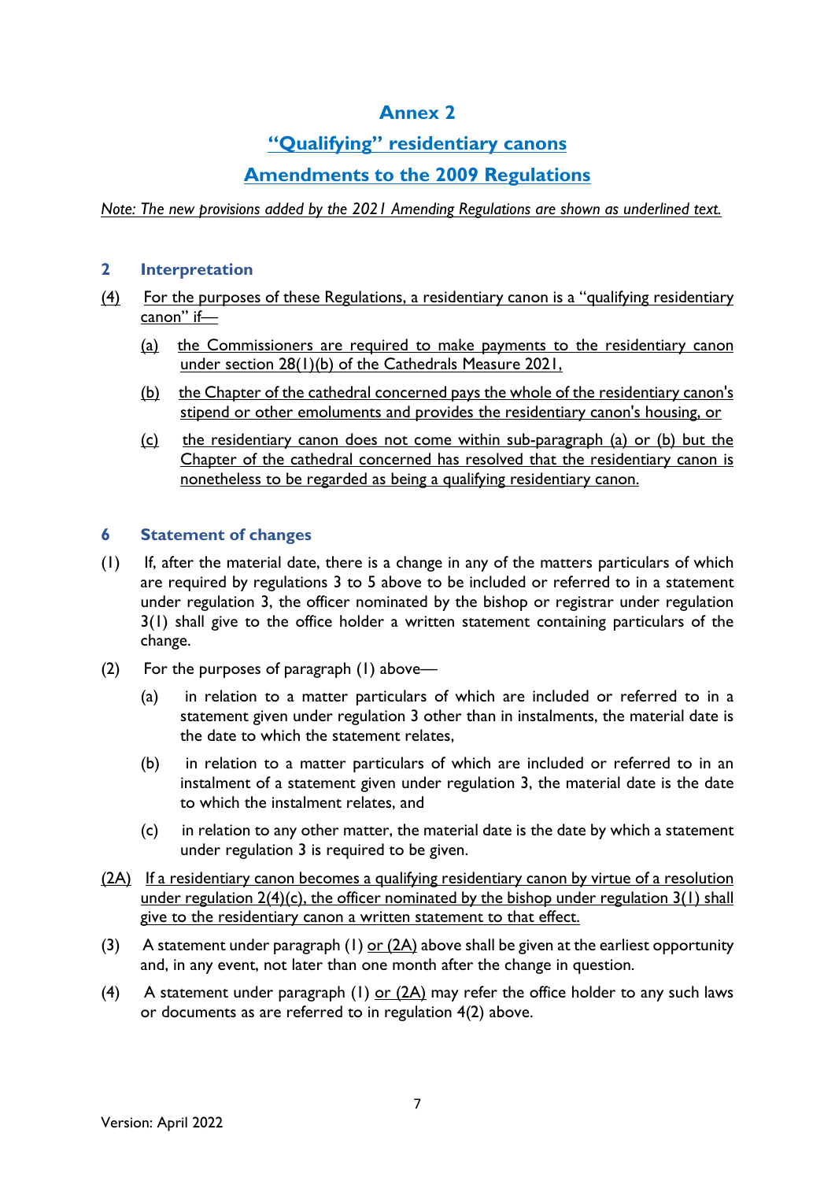# Annex 2

## <u>"Qualifying" residentiary canons</u>

## <u>Amendments to the 2009 Regulations</u>

<u>*Note: The new provisions added by the 2021 Amending Regulations are shown as underlined text.*</u>

### 2 Interpretation

<u>(4)</u> <u>For the purposes of these Regulations, a residentiary canon is a "qualifying residentiary canon" if—</u>

- <u>(a)</u> <u>the Commissioners are required to make payments to the residentiary canon under section 28(1)(b) of the Cathedrals Measure 2021,</u>
- <u>(b)</u> <u>the Chapter of the cathedral concerned pays the whole of the residentiary canon's stipend or other emoluments and provides the residentiary canon's housing, or</u>
- <u>(c)</u> <u>the residentiary canon does not come within sub-paragraph (a) or (b) but the Chapter of the cathedral concerned has resolved that the residentiary canon is nonetheless to be regarded as being a qualifying residentiary canon.</u>

### 6 Statement of changes

(1) If, after the material date, there is a change in any of the matters particulars of which are required by regulations 3 to 5 above to be included or referred to in a statement under regulation 3, the officer nominated by the bishop or registrar under regulation 3(1) shall give to the office holder a written statement containing particulars of the change.

(2) For the purposes of paragraph (1) above—

- (a) in relation to a matter particulars of which are included or referred to in a statement given under regulation 3 other than in instalments, the material date is the date to which the statement relates,
- (b) in relation to a matter particulars of which are included or referred to in an instalment of a statement given under regulation 3, the material date is the date to which the instalment relates, and
- (c) in relation to any other matter, the material date is the date by which a statement under regulation 3 is required to be given.

<u>(2A)</u> <u>If a residentiary canon becomes a qualifying residentiary canon by virtue of a resolution under regulation 2(4)(c), the officer nominated by the bishop under regulation 3(1) shall give to the residentiary canon a written statement to that effect.</u>

(3) A statement under paragraph (1) <u>or (2A)</u> above shall be given at the earliest opportunity and, in any event, not later than one month after the change in question.

(4) A statement under paragraph (1) <u>or (2A)</u> may refer the office holder to any such laws or documents as are referred to in regulation 4(2) above.

Version: April 2022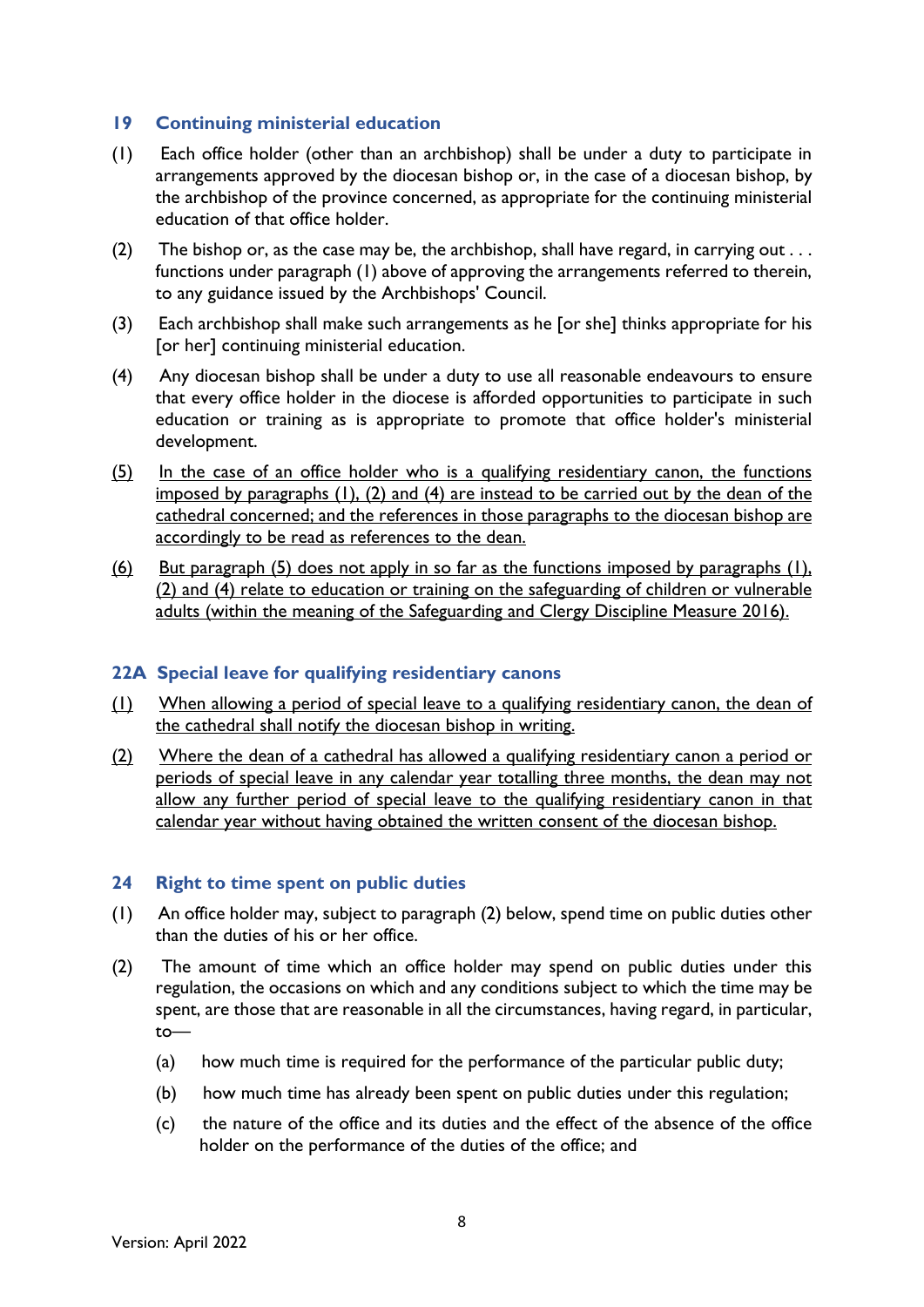### 19 Continuing ministerial education

(1) Each office holder (other than an archbishop) shall be under a duty to participate in arrangements approved by the diocesan bishop or, in the case of a diocesan bishop, by the archbishop of the province concerned, as appropriate for the continuing ministerial education of that office holder.

(2) The bishop or, as the case may be, the archbishop, shall have regard, in carrying out . . . functions under paragraph (1) above of approving the arrangements referred to therein, to any guidance issued by the Archbishops' Council.

(3) Each archbishop shall make such arrangements as he [or she] thinks appropriate for his [or her] continuing ministerial education.

(4) Any diocesan bishop shall be under a duty to use all reasonable endeavours to ensure that every office holder in the diocese is afforded opportunities to participate in such education or training as is appropriate to promote that office holder's ministerial development.

<u>(5) In the case of an office holder who is a qualifying residentiary canon, the functions imposed by paragraphs (1), (2) and (4) are instead to be carried out by the dean of the cathedral concerned; and the references in those paragraphs to the diocesan bishop are accordingly to be read as references to the dean.</u>

<u>(6) But paragraph (5) does not apply in so far as the functions imposed by paragraphs (1), (2) and (4) relate to education or training on the safeguarding of children or vulnerable adults (within the meaning of the Safeguarding and Clergy Discipline Measure 2016).</u>

### 22A Special leave for qualifying residentiary canons

<u>(1) When allowing a period of special leave to a qualifying residentiary canon, the dean of the cathedral shall notify the diocesan bishop in writing.</u>

<u>(2) Where the dean of a cathedral has allowed a qualifying residentiary canon a period or periods of special leave in any calendar year totalling three months, the dean may not allow any further period of special leave to the qualifying residentiary canon in that calendar year without having obtained the written consent of the diocesan bishop.</u>

### 24 Right to time spent on public duties

(1) An office holder may, subject to paragraph (2) below, spend time on public duties other than the duties of his or her office.

(2) The amount of time which an office holder may spend on public duties under this regulation, the occasions on which and any conditions subject to which the time may be spent, are those that are reasonable in all the circumstances, having regard, in particular, to—

(a) how much time is required for the performance of the particular public duty;

(b) how much time has already been spent on public duties under this regulation;

(c) the nature of the office and its duties and the effect of the absence of the office holder on the performance of the duties of the office; and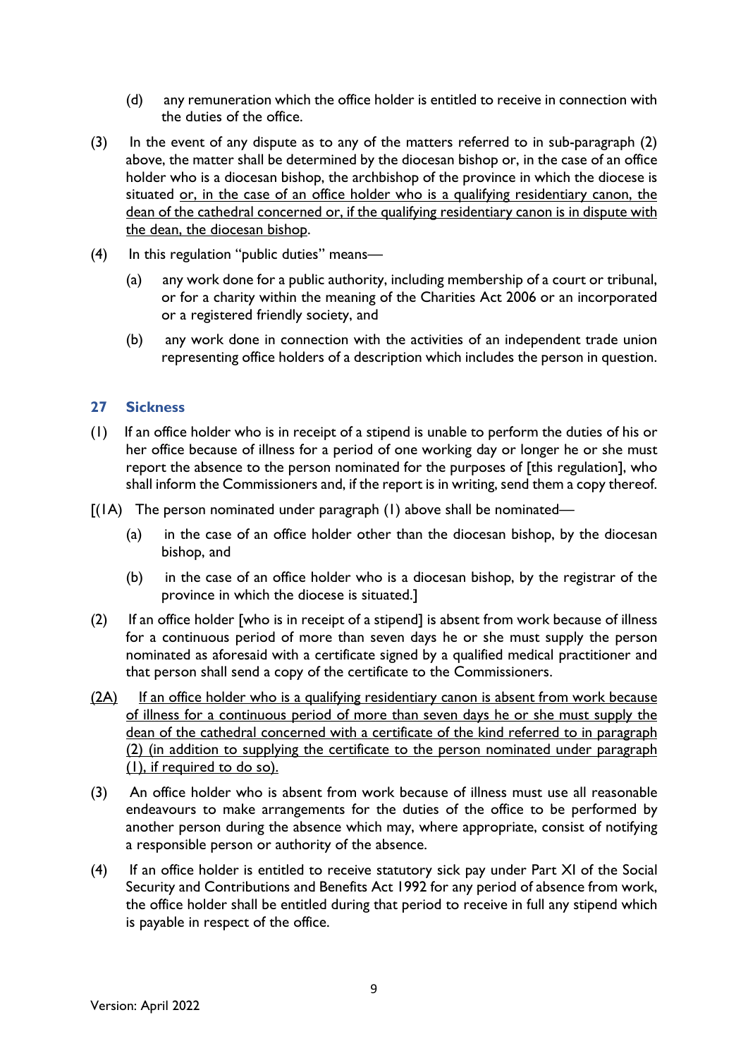(d) any remuneration which the office holder is entitled to receive in connection with the duties of the office.

(3) In the event of any dispute as to any of the matters referred to in sub-paragraph (2) above, the matter shall be determined by the diocesan bishop or, in the case of an office holder who is a diocesan bishop, the archbishop of the province in which the diocese is situated <u>or, in the case of an office holder who is a qualifying residentiary canon, the dean of the cathedral concerned or, if the qualifying residentiary canon is in dispute with the dean, the diocesan bishop</u>.

(4) In this regulation "public duties" means—

(a) any work done for a public authority, including membership of a court or tribunal, or for a charity within the meaning of the Charities Act 2006 or an incorporated or a registered friendly society, and

(b) any work done in connection with the activities of an independent trade union representing office holders of a description which includes the person in question.

### 27 Sickness

(1) If an office holder who is in receipt of a stipend is unable to perform the duties of his or her office because of illness for a period of one working day or longer he or she must report the absence to the person nominated for the purposes of [this regulation], who shall inform the Commissioners and, if the report is in writing, send them a copy thereof.

[(1A) The person nominated under paragraph (1) above shall be nominated—

(a) in the case of an office holder other than the diocesan bishop, by the diocesan bishop, and

(b) in the case of an office holder who is a diocesan bishop, by the registrar of the province in which the diocese is situated.]

(2) If an office holder [who is in receipt of a stipend] is absent from work because of illness for a continuous period of more than seven days he or she must supply the person nominated as aforesaid with a certificate signed by a qualified medical practitioner and that person shall send a copy of the certificate to the Commissioners.

<u>(2A) If an office holder who is a qualifying residentiary canon is absent from work because of illness for a continuous period of more than seven days he or she must supply the dean of the cathedral concerned with a certificate of the kind referred to in paragraph (2) (in addition to supplying the certificate to the person nominated under paragraph (1), if required to do so).</u>

(3) An office holder who is absent from work because of illness must use all reasonable endeavours to make arrangements for the duties of the office to be performed by another person during the absence which may, where appropriate, consist of notifying a responsible person or authority of the absence.

(4) If an office holder is entitled to receive statutory sick pay under Part XI of the Social Security and Contributions and Benefits Act 1992 for any period of absence from work, the office holder shall be entitled during that period to receive in full any stipend which is payable in respect of the office.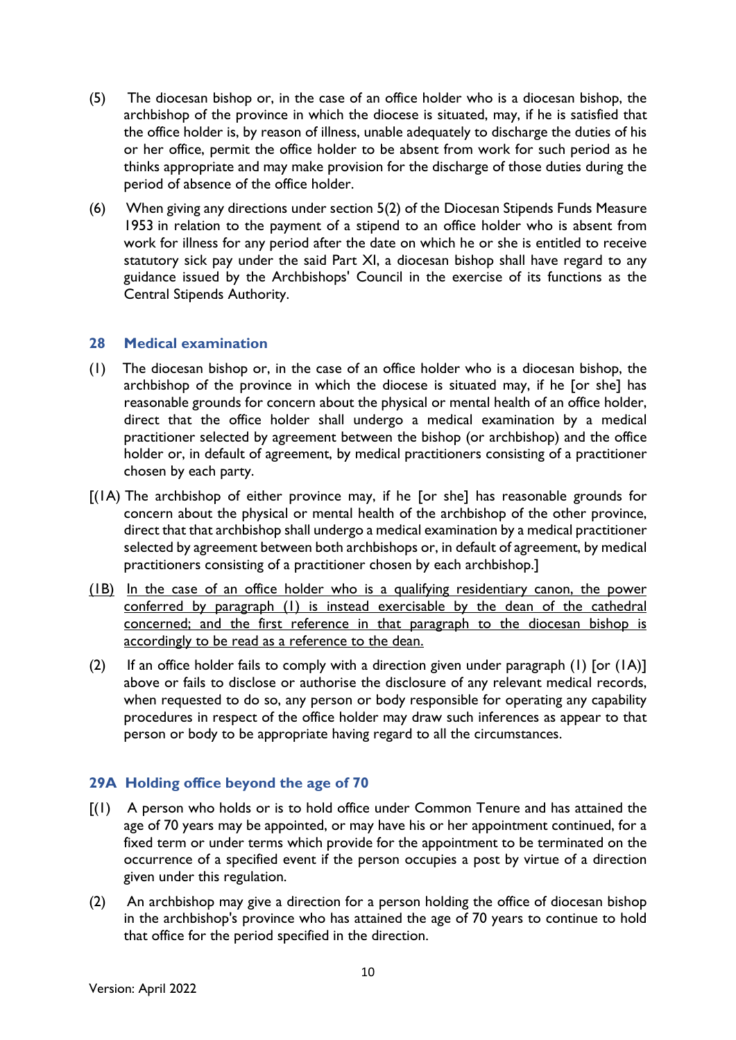(5) The diocesan bishop or, in the case of an office holder who is a diocesan bishop, the archbishop of the province in which the diocese is situated, may, if he is satisfied that the office holder is, by reason of illness, unable adequately to discharge the duties of his or her office, permit the office holder to be absent from work for such period as he thinks appropriate and may make provision for the discharge of those duties during the period of absence of the office holder.

(6) When giving any directions under section 5(2) of the Diocesan Stipends Funds Measure 1953 in relation to the payment of a stipend to an office holder who is absent from work for illness for any period after the date on which he or she is entitled to receive statutory sick pay under the said Part XI, a diocesan bishop shall have regard to any guidance issued by the Archbishops' Council in the exercise of its functions as the Central Stipends Authority.

### 28 Medical examination

(1) The diocesan bishop or, in the case of an office holder who is a diocesan bishop, the archbishop of the province in which the diocese is situated may, if he [or she] has reasonable grounds for concern about the physical or mental health of an office holder, direct that the office holder shall undergo a medical examination by a medical practitioner selected by agreement between the bishop (or archbishop) and the office holder or, in default of agreement, by medical practitioners consisting of a practitioner chosen by each party.

[(1A) The archbishop of either province may, if he [or she] has reasonable grounds for concern about the physical or mental health of the archbishop of the other province, direct that that archbishop shall undergo a medical examination by a medical practitioner selected by agreement between both archbishops or, in default of agreement, by medical practitioners consisting of a practitioner chosen by each archbishop.]

<u>(1B) In the case of an office holder who is a qualifying residentiary canon, the power conferred by paragraph (1) is instead exercisable by the dean of the cathedral concerned; and the first reference in that paragraph to the diocesan bishop is accordingly to be read as a reference to the dean.</u>

(2) If an office holder fails to comply with a direction given under paragraph (1) [or (1A)] above or fails to disclose or authorise the disclosure of any relevant medical records, when requested to do so, any person or body responsible for operating any capability procedures in respect of the office holder may draw such inferences as appear to that person or body to be appropriate having regard to all the circumstances.

### 29A Holding office beyond the age of 70

[(1) A person who holds or is to hold office under Common Tenure and has attained the age of 70 years may be appointed, or may have his or her appointment continued, for a fixed term or under terms which provide for the appointment to be terminated on the occurrence of a specified event if the person occupies a post by virtue of a direction given under this regulation.

(2) An archbishop may give a direction for a person holding the office of diocesan bishop in the archbishop's province who has attained the age of 70 years to continue to hold that office for the period specified in the direction.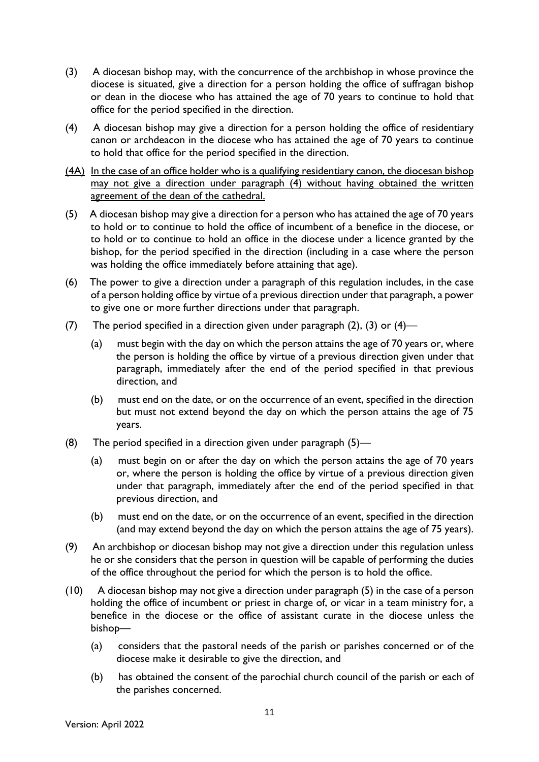(3) A diocesan bishop may, with the concurrence of the archbishop in whose province the diocese is situated, give a direction for a person holding the office of suffragan bishop or dean in the diocese who has attained the age of 70 years to continue to hold that office for the period specified in the direction.

(4) A diocesan bishop may give a direction for a person holding the office of residentiary canon or archdeacon in the diocese who has attained the age of 70 years to continue to hold that office for the period specified in the direction.

<u>(4A) In the case of an office holder who is a qualifying residentiary canon, the diocesan bishop may not give a direction under paragraph (4) without having obtained the written agreement of the dean of the cathedral.</u>

(5) A diocesan bishop may give a direction for a person who has attained the age of 70 years to hold or to continue to hold the office of incumbent of a benefice in the diocese, or to hold or to continue to hold an office in the diocese under a licence granted by the bishop, for the period specified in the direction (including in a case where the person was holding the office immediately before attaining that age).

(6) The power to give a direction under a paragraph of this regulation includes, in the case of a person holding office by virtue of a previous direction under that paragraph, a power to give one or more further directions under that paragraph.

(7) The period specified in a direction given under paragraph (2), (3) or (4)—

(a) must begin with the day on which the person attains the age of 70 years or, where the person is holding the office by virtue of a previous direction given under that paragraph, immediately after the end of the period specified in that previous direction, and

(b) must end on the date, or on the occurrence of an event, specified in the direction but must not extend beyond the day on which the person attains the age of 75 years.

(8) The period specified in a direction given under paragraph (5)—

(a) must begin on or after the day on which the person attains the age of 70 years or, where the person is holding the office by virtue of a previous direction given under that paragraph, immediately after the end of the period specified in that previous direction, and

(b) must end on the date, or on the occurrence of an event, specified in the direction (and may extend beyond the day on which the person attains the age of 75 years).

(9) An archbishop or diocesan bishop may not give a direction under this regulation unless he or she considers that the person in question will be capable of performing the duties of the office throughout the period for which the person is to hold the office.

(10) A diocesan bishop may not give a direction under paragraph (5) in the case of a person holding the office of incumbent or priest in charge of, or vicar in a team ministry for, a benefice in the diocese or the office of assistant curate in the diocese unless the bishop—

(a) considers that the pastoral needs of the parish or parishes concerned or of the diocese make it desirable to give the direction, and

(b) has obtained the consent of the parochial church council of the parish or each of the parishes concerned.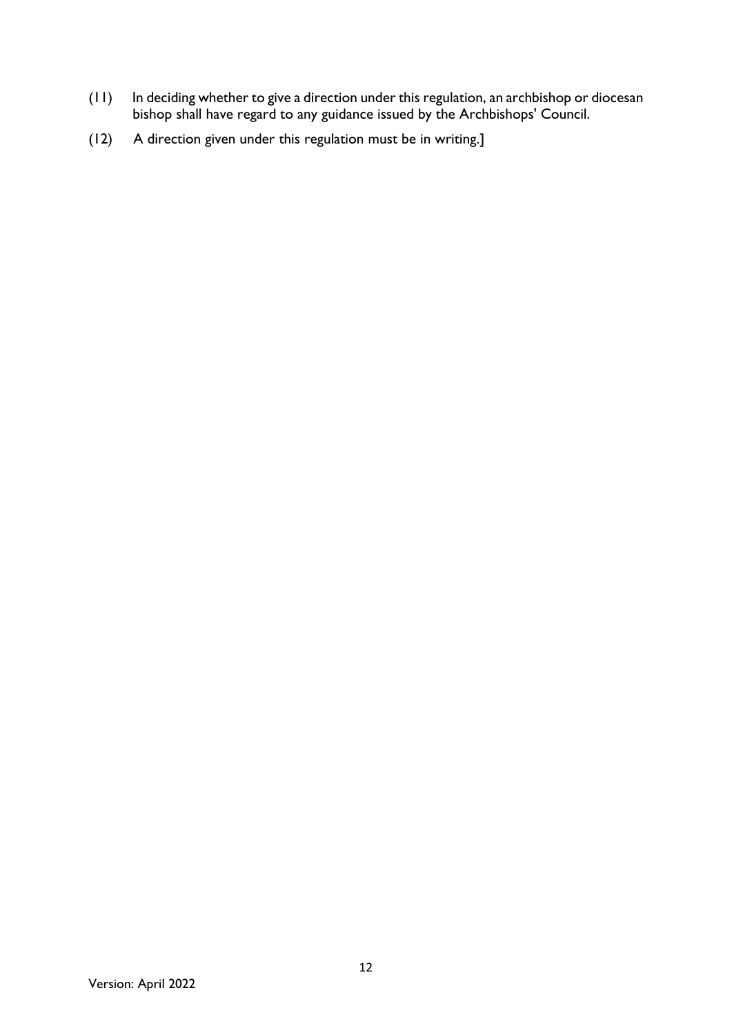(11) In deciding whether to give a direction under this regulation, an archbishop or diocesan bishop shall have regard to any guidance issued by the Archbishops' Council.

(12) A direction given under this regulation must be in writing.]

Version: April 2022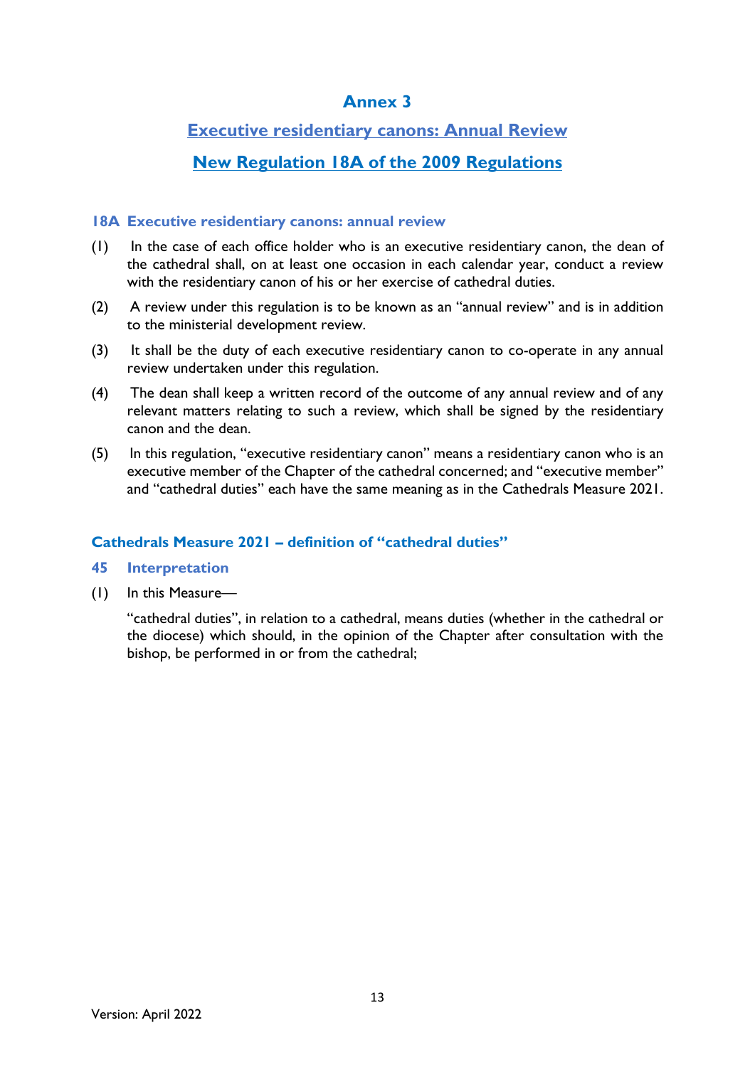# Annex 3

## Executive residentiary canons: Annual Review

## New Regulation 18A of the 2009 Regulations

### 18A Executive residentiary canons: annual review

(1) In the case of each office holder who is an executive residentiary canon, the dean of the cathedral shall, on at least one occasion in each calendar year, conduct a review with the residentiary canon of his or her exercise of cathedral duties.

(2) A review under this regulation is to be known as an "annual review" and is in addition to the ministerial development review.

(3) It shall be the duty of each executive residentiary canon to co-operate in any annual review undertaken under this regulation.

(4) The dean shall keep a written record of the outcome of any annual review and of any relevant matters relating to such a review, which shall be signed by the residentiary canon and the dean.

(5) In this regulation, "executive residentiary canon" means a residentiary canon who is an executive member of the Chapter of the cathedral concerned; and "executive member" and "cathedral duties" each have the same meaning as in the Cathedrals Measure 2021.

### Cathedrals Measure 2021 – definition of "cathedral duties"

### 45 Interpretation

(1) In this Measure—

"cathedral duties", in relation to a cathedral, means duties (whether in the cathedral or the diocese) which should, in the opinion of the Chapter after consultation with the bishop, be performed in or from the cathedral;

Version: April 2022